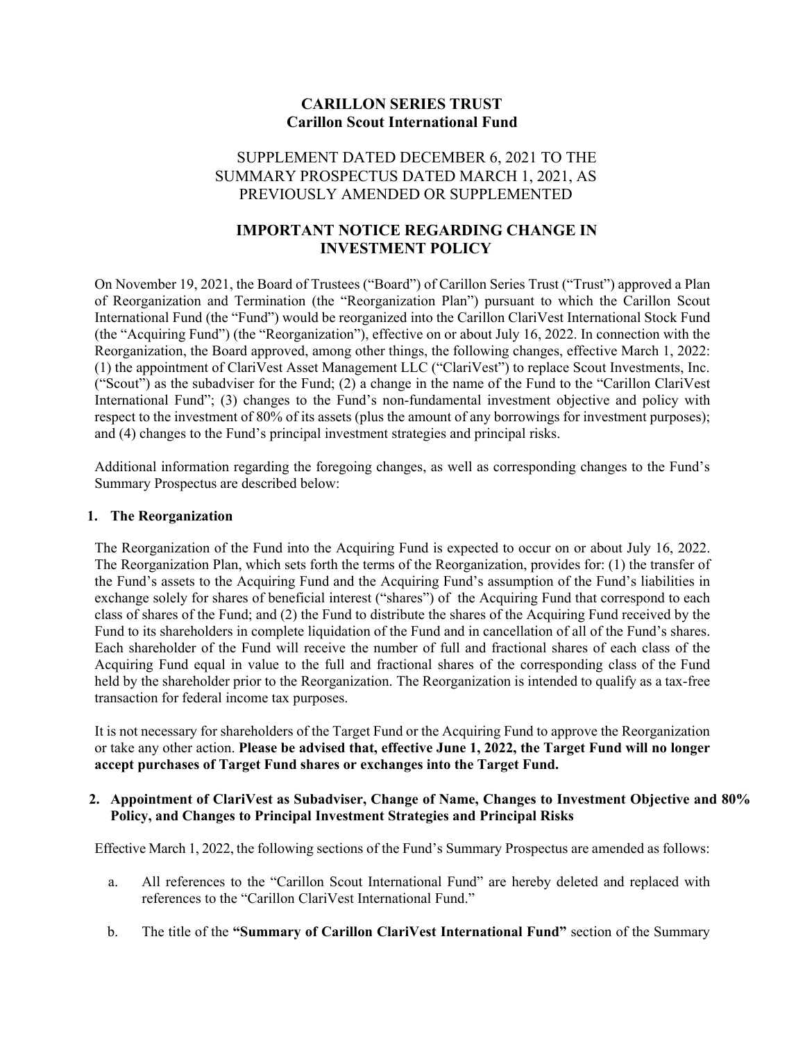# CARILLON SERIES TRUST
## Carillon Scout International Fund

SUPPLEMENT DATED DECEMBER 6, 2021 TO THE SUMMARY PROSPECTUS DATED MARCH 1, 2021, AS PREVIOUSLY AMENDED OR SUPPLEMENTED

## IMPORTANT NOTICE REGARDING CHANGE IN INVESTMENT POLICY

On November 19, 2021, the Board of Trustees ("Board") of Carillon Series Trust ("Trust") approved a Plan of Reorganization and Termination (the "Reorganization Plan") pursuant to which the Carillon Scout International Fund (the "Fund") would be reorganized into the Carillon ClariVest International Stock Fund (the "Acquiring Fund") (the "Reorganization"), effective on or about July 16, 2022. In connection with the Reorganization, the Board approved, among other things, the following changes, effective March 1, 2022: (1) the appointment of ClariVest Asset Management LLC ("ClariVest") to replace Scout Investments, Inc. ("Scout") as the subadviser for the Fund; (2) a change in the name of the Fund to the "Carillon ClariVest International Fund"; (3) changes to the Fund's non-fundamental investment objective and policy with respect to the investment of 80% of its assets (plus the amount of any borrowings for investment purposes); and (4) changes to the Fund's principal investment strategies and principal risks.

Additional information regarding the foregoing changes, as well as corresponding changes to the Fund's Summary Prospectus are described below:

### 1. The Reorganization

The Reorganization of the Fund into the Acquiring Fund is expected to occur on or about July 16, 2022. The Reorganization Plan, which sets forth the terms of the Reorganization, provides for: (1) the transfer of the Fund's assets to the Acquiring Fund and the Acquiring Fund's assumption of the Fund's liabilities in exchange solely for shares of beneficial interest ("shares") of the Acquiring Fund that correspond to each class of shares of the Fund; and (2) the Fund to distribute the shares of the Acquiring Fund received by the Fund to its shareholders in complete liquidation of the Fund and in cancellation of all of the Fund's shares. Each shareholder of the Fund will receive the number of full and fractional shares of each class of the Acquiring Fund equal in value to the full and fractional shares of the corresponding class of the Fund held by the shareholder prior to the Reorganization. The Reorganization is intended to qualify as a tax-free transaction for federal income tax purposes.

It is not necessary for shareholders of the Target Fund or the Acquiring Fund to approve the Reorganization or take any other action. **Please be advised that, effective June 1, 2022, the Target Fund will no longer accept purchases of Target Fund shares or exchanges into the Target Fund.**

### 2. Appointment of ClariVest as Subadviser, Change of Name, Changes to Investment Objective and 80% Policy, and Changes to Principal Investment Strategies and Principal Risks

Effective March 1, 2022, the following sections of the Fund's Summary Prospectus are amended as follows:

a. All references to the "Carillon Scout International Fund" are hereby deleted and replaced with references to the "Carillon ClariVest International Fund."

b. The title of the **"Summary of Carillon ClariVest International Fund"** section of the Summary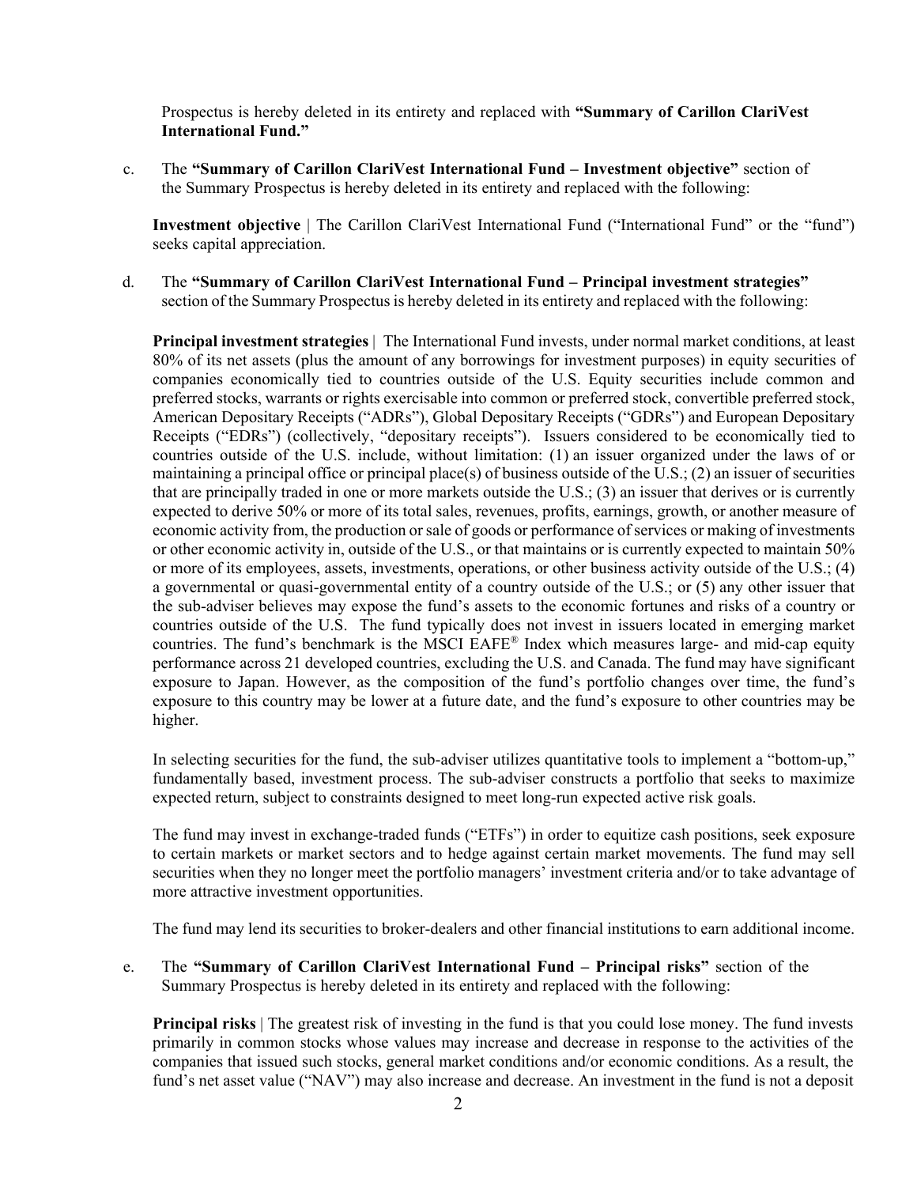Prospectus is hereby deleted in its entirety and replaced with **"Summary of Carillon ClariVest International Fund."**

c. The **"Summary of Carillon ClariVest International Fund – Investment objective"** section of the Summary Prospectus is hereby deleted in its entirety and replaced with the following:

**Investment objective** | The Carillon ClariVest International Fund ("International Fund" or the "fund") seeks capital appreciation.

d. The **"Summary of Carillon ClariVest International Fund – Principal investment strategies"** section of the Summary Prospectus is hereby deleted in its entirety and replaced with the following:

**Principal investment strategies** | The International Fund invests, under normal market conditions, at least 80% of its net assets (plus the amount of any borrowings for investment purposes) in equity securities of companies economically tied to countries outside of the U.S. Equity securities include common and preferred stocks, warrants or rights exercisable into common or preferred stock, convertible preferred stock, American Depositary Receipts ("ADRs"), Global Depositary Receipts ("GDRs") and European Depositary Receipts ("EDRs") (collectively, "depositary receipts"). Issuers considered to be economically tied to countries outside of the U.S. include, without limitation: (1) an issuer organized under the laws of or maintaining a principal office or principal place(s) of business outside of the U.S.; (2) an issuer of securities that are principally traded in one or more markets outside the U.S.; (3) an issuer that derives or is currently expected to derive 50% or more of its total sales, revenues, profits, earnings, growth, or another measure of economic activity from, the production or sale of goods or performance of services or making of investments or other economic activity in, outside of the U.S., or that maintains or is currently expected to maintain 50% or more of its employees, assets, investments, operations, or other business activity outside of the U.S.; (4) a governmental or quasi-governmental entity of a country outside of the U.S.; or (5) any other issuer that the sub-adviser believes may expose the fund's assets to the economic fortunes and risks of a country or countries outside of the U.S. The fund typically does not invest in issuers located in emerging market countries. The fund's benchmark is the MSCI EAFE® Index which measures large- and mid-cap equity performance across 21 developed countries, excluding the U.S. and Canada. The fund may have significant exposure to Japan. However, as the composition of the fund's portfolio changes over time, the fund's exposure to this country may be lower at a future date, and the fund's exposure to other countries may be higher.

In selecting securities for the fund, the sub-adviser utilizes quantitative tools to implement a "bottom-up," fundamentally based, investment process. The sub-adviser constructs a portfolio that seeks to maximize expected return, subject to constraints designed to meet long-run expected active risk goals.

The fund may invest in exchange-traded funds ("ETFs") in order to equitize cash positions, seek exposure to certain markets or market sectors and to hedge against certain market movements. The fund may sell securities when they no longer meet the portfolio managers' investment criteria and/or to take advantage of more attractive investment opportunities.

The fund may lend its securities to broker-dealers and other financial institutions to earn additional income.

e. The **"Summary of Carillon ClariVest International Fund – Principal risks"** section of the Summary Prospectus is hereby deleted in its entirety and replaced with the following:

**Principal risks** | The greatest risk of investing in the fund is that you could lose money. The fund invests primarily in common stocks whose values may increase and decrease in response to the activities of the companies that issued such stocks, general market conditions and/or economic conditions. As a result, the fund's net asset value ("NAV") may also increase and decrease. An investment in the fund is not a deposit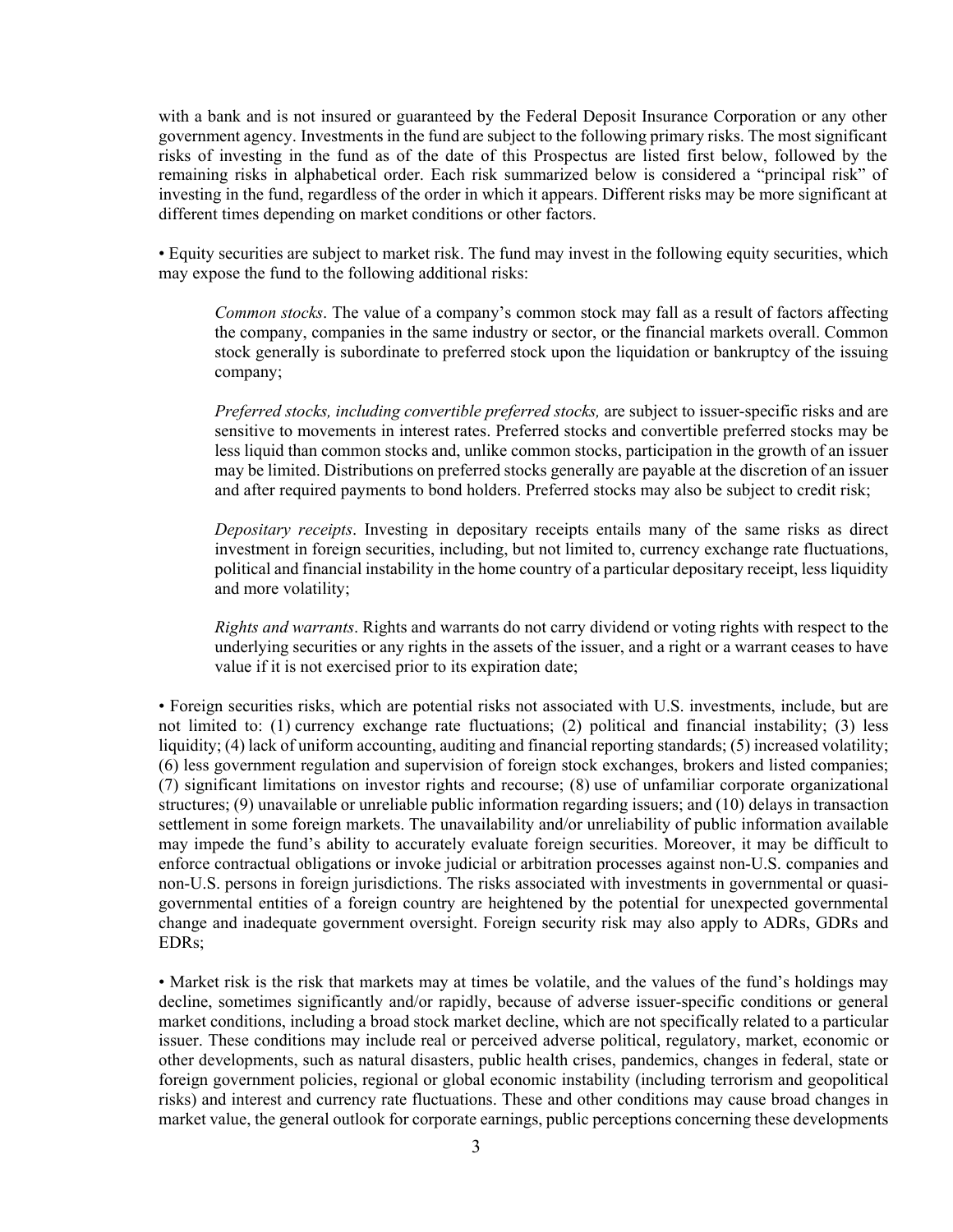with a bank and is not insured or guaranteed by the Federal Deposit Insurance Corporation or any other government agency. Investments in the fund are subject to the following primary risks. The most significant risks of investing in the fund as of the date of this Prospectus are listed first below, followed by the remaining risks in alphabetical order. Each risk summarized below is considered a "principal risk" of investing in the fund, regardless of the order in which it appears. Different risks may be more significant at different times depending on market conditions or other factors.

• Equity securities are subject to market risk. The fund may invest in the following equity securities, which may expose the fund to the following additional risks:

> *Common stocks*. The value of a company's common stock may fall as a result of factors affecting the company, companies in the same industry or sector, or the financial markets overall. Common stock generally is subordinate to preferred stock upon the liquidation or bankruptcy of the issuing company;
>
> *Preferred stocks, including convertible preferred stocks,* are subject to issuer-specific risks and are sensitive to movements in interest rates. Preferred stocks and convertible preferred stocks may be less liquid than common stocks and, unlike common stocks, participation in the growth of an issuer may be limited. Distributions on preferred stocks generally are payable at the discretion of an issuer and after required payments to bond holders. Preferred stocks may also be subject to credit risk;
>
> *Depositary receipts*. Investing in depositary receipts entails many of the same risks as direct investment in foreign securities, including, but not limited to, currency exchange rate fluctuations, political and financial instability in the home country of a particular depositary receipt, less liquidity and more volatility;
>
> *Rights and warrants*. Rights and warrants do not carry dividend or voting rights with respect to the underlying securities or any rights in the assets of the issuer, and a right or a warrant ceases to have value if it is not exercised prior to its expiration date;

• Foreign securities risks, which are potential risks not associated with U.S. investments, include, but are not limited to: (1) currency exchange rate fluctuations; (2) political and financial instability; (3) less liquidity; (4) lack of uniform accounting, auditing and financial reporting standards; (5) increased volatility; (6) less government regulation and supervision of foreign stock exchanges, brokers and listed companies; (7) significant limitations on investor rights and recourse; (8) use of unfamiliar corporate organizational structures; (9) unavailable or unreliable public information regarding issuers; and (10) delays in transaction settlement in some foreign markets. The unavailability and/or unreliability of public information available may impede the fund's ability to accurately evaluate foreign securities. Moreover, it may be difficult to enforce contractual obligations or invoke judicial or arbitration processes against non-U.S. companies and non-U.S. persons in foreign jurisdictions. The risks associated with investments in governmental or quasi-governmental entities of a foreign country are heightened by the potential for unexpected governmental change and inadequate government oversight. Foreign security risk may also apply to ADRs, GDRs and EDRs;

• Market risk is the risk that markets may at times be volatile, and the values of the fund's holdings may decline, sometimes significantly and/or rapidly, because of adverse issuer-specific conditions or general market conditions, including a broad stock market decline, which are not specifically related to a particular issuer. These conditions may include real or perceived adverse political, regulatory, market, economic or other developments, such as natural disasters, public health crises, pandemics, changes in federal, state or foreign government policies, regional or global economic instability (including terrorism and geopolitical risks) and interest and currency rate fluctuations. These and other conditions may cause broad changes in market value, the general outlook for corporate earnings, public perceptions concerning these developments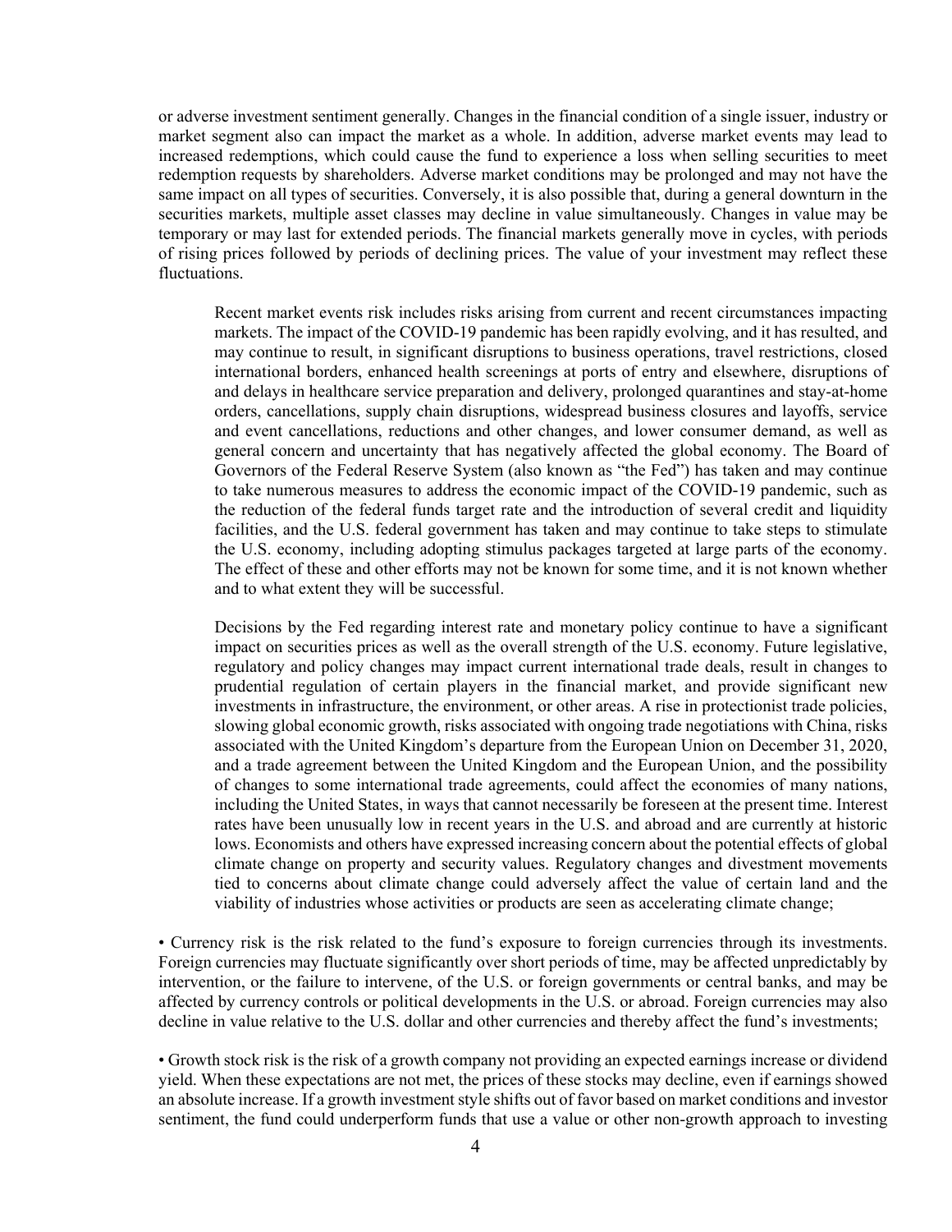or adverse investment sentiment generally. Changes in the financial condition of a single issuer, industry or market segment also can impact the market as a whole. In addition, adverse market events may lead to increased redemptions, which could cause the fund to experience a loss when selling securities to meet redemption requests by shareholders. Adverse market conditions may be prolonged and may not have the same impact on all types of securities. Conversely, it is also possible that, during a general downturn in the securities markets, multiple asset classes may decline in value simultaneously. Changes in value may be temporary or may last for extended periods. The financial markets generally move in cycles, with periods of rising prices followed by periods of declining prices. The value of your investment may reflect these fluctuations.

> Recent market events risk includes risks arising from current and recent circumstances impacting markets. The impact of the COVID-19 pandemic has been rapidly evolving, and it has resulted, and may continue to result, in significant disruptions to business operations, travel restrictions, closed international borders, enhanced health screenings at ports of entry and elsewhere, disruptions of and delays in healthcare service preparation and delivery, prolonged quarantines and stay-at-home orders, cancellations, supply chain disruptions, widespread business closures and layoffs, service and event cancellations, reductions and other changes, and lower consumer demand, as well as general concern and uncertainty that has negatively affected the global economy. The Board of Governors of the Federal Reserve System (also known as "the Fed") has taken and may continue to take numerous measures to address the economic impact of the COVID-19 pandemic, such as the reduction of the federal funds target rate and the introduction of several credit and liquidity facilities, and the U.S. federal government has taken and may continue to take steps to stimulate the U.S. economy, including adopting stimulus packages targeted at large parts of the economy. The effect of these and other efforts may not be known for some time, and it is not known whether and to what extent they will be successful.
>
> Decisions by the Fed regarding interest rate and monetary policy continue to have a significant impact on securities prices as well as the overall strength of the U.S. economy. Future legislative, regulatory and policy changes may impact current international trade deals, result in changes to prudential regulation of certain players in the financial market, and provide significant new investments in infrastructure, the environment, or other areas. A rise in protectionist trade policies, slowing global economic growth, risks associated with ongoing trade negotiations with China, risks associated with the United Kingdom's departure from the European Union on December 31, 2020, and a trade agreement between the United Kingdom and the European Union, and the possibility of changes to some international trade agreements, could affect the economies of many nations, including the United States, in ways that cannot necessarily be foreseen at the present time. Interest rates have been unusually low in recent years in the U.S. and abroad and are currently at historic lows. Economists and others have expressed increasing concern about the potential effects of global climate change on property and security values. Regulatory changes and divestment movements tied to concerns about climate change could adversely affect the value of certain land and the viability of industries whose activities or products are seen as accelerating climate change;

• Currency risk is the risk related to the fund's exposure to foreign currencies through its investments. Foreign currencies may fluctuate significantly over short periods of time, may be affected unpredictably by intervention, or the failure to intervene, of the U.S. or foreign governments or central banks, and may be affected by currency controls or political developments in the U.S. or abroad. Foreign currencies may also decline in value relative to the U.S. dollar and other currencies and thereby affect the fund's investments;

• Growth stock risk is the risk of a growth company not providing an expected earnings increase or dividend yield. When these expectations are not met, the prices of these stocks may decline, even if earnings showed an absolute increase. If a growth investment style shifts out of favor based on market conditions and investor sentiment, the fund could underperform funds that use a value or other non-growth approach to investing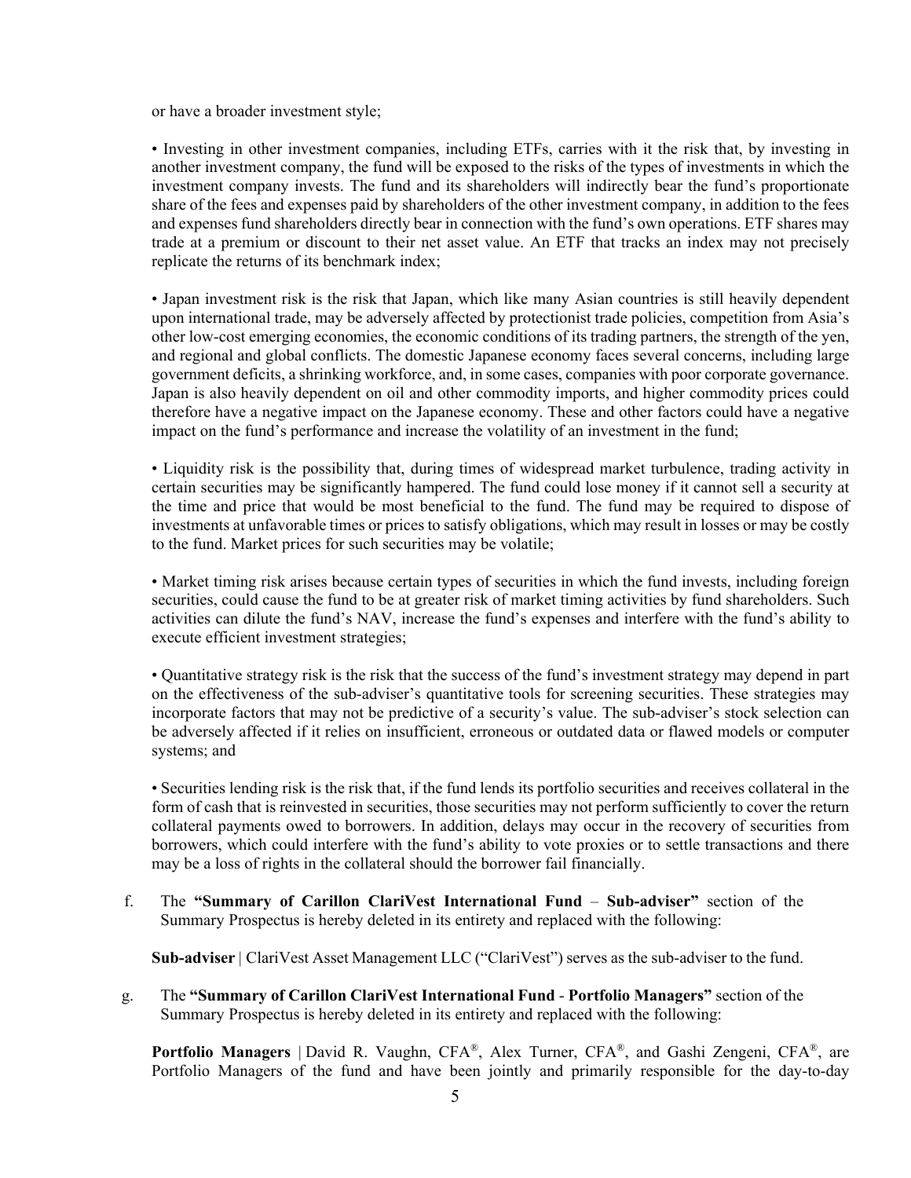or have a broader investment style;

• Investing in other investment companies, including ETFs, carries with it the risk that, by investing in another investment company, the fund will be exposed to the risks of the types of investments in which the investment company invests. The fund and its shareholders will indirectly bear the fund's proportionate share of the fees and expenses paid by shareholders of the other investment company, in addition to the fees and expenses fund shareholders directly bear in connection with the fund's own operations. ETF shares may trade at a premium or discount to their net asset value. An ETF that tracks an index may not precisely replicate the returns of its benchmark index;

• Japan investment risk is the risk that Japan, which like many Asian countries is still heavily dependent upon international trade, may be adversely affected by protectionist trade policies, competition from Asia's other low-cost emerging economies, the economic conditions of its trading partners, the strength of the yen, and regional and global conflicts. The domestic Japanese economy faces several concerns, including large government deficits, a shrinking workforce, and, in some cases, companies with poor corporate governance. Japan is also heavily dependent on oil and other commodity imports, and higher commodity prices could therefore have a negative impact on the Japanese economy. These and other factors could have a negative impact on the fund's performance and increase the volatility of an investment in the fund;

• Liquidity risk is the possibility that, during times of widespread market turbulence, trading activity in certain securities may be significantly hampered. The fund could lose money if it cannot sell a security at the time and price that would be most beneficial to the fund. The fund may be required to dispose of investments at unfavorable times or prices to satisfy obligations, which may result in losses or may be costly to the fund. Market prices for such securities may be volatile;

• Market timing risk arises because certain types of securities in which the fund invests, including foreign securities, could cause the fund to be at greater risk of market timing activities by fund shareholders. Such activities can dilute the fund's NAV, increase the fund's expenses and interfere with the fund's ability to execute efficient investment strategies;

• Quantitative strategy risk is the risk that the success of the fund's investment strategy may depend in part on the effectiveness of the sub-adviser's quantitative tools for screening securities. These strategies may incorporate factors that may not be predictive of a security's value. The sub-adviser's stock selection can be adversely affected if it relies on insufficient, erroneous or outdated data or flawed models or computer systems; and

• Securities lending risk is the risk that, if the fund lends its portfolio securities and receives collateral in the form of cash that is reinvested in securities, those securities may not perform sufficiently to cover the return collateral payments owed to borrowers. In addition, delays may occur in the recovery of securities from borrowers, which could interfere with the fund's ability to vote proxies or to settle transactions and there may be a loss of rights in the collateral should the borrower fail financially.

f. The **"Summary of Carillon ClariVest International Fund – Sub-adviser"** section of the Summary Prospectus is hereby deleted in its entirety and replaced with the following:

**Sub-adviser** | ClariVest Asset Management LLC ("ClariVest") serves as the sub-adviser to the fund.

g. The **"Summary of Carillon ClariVest International Fund - Portfolio Managers"** section of the Summary Prospectus is hereby deleted in its entirety and replaced with the following:

**Portfolio Managers** | David R. Vaughn, CFA®, Alex Turner, CFA®, and Gashi Zengeni, CFA®, are Portfolio Managers of the fund and have been jointly and primarily responsible for the day-to-day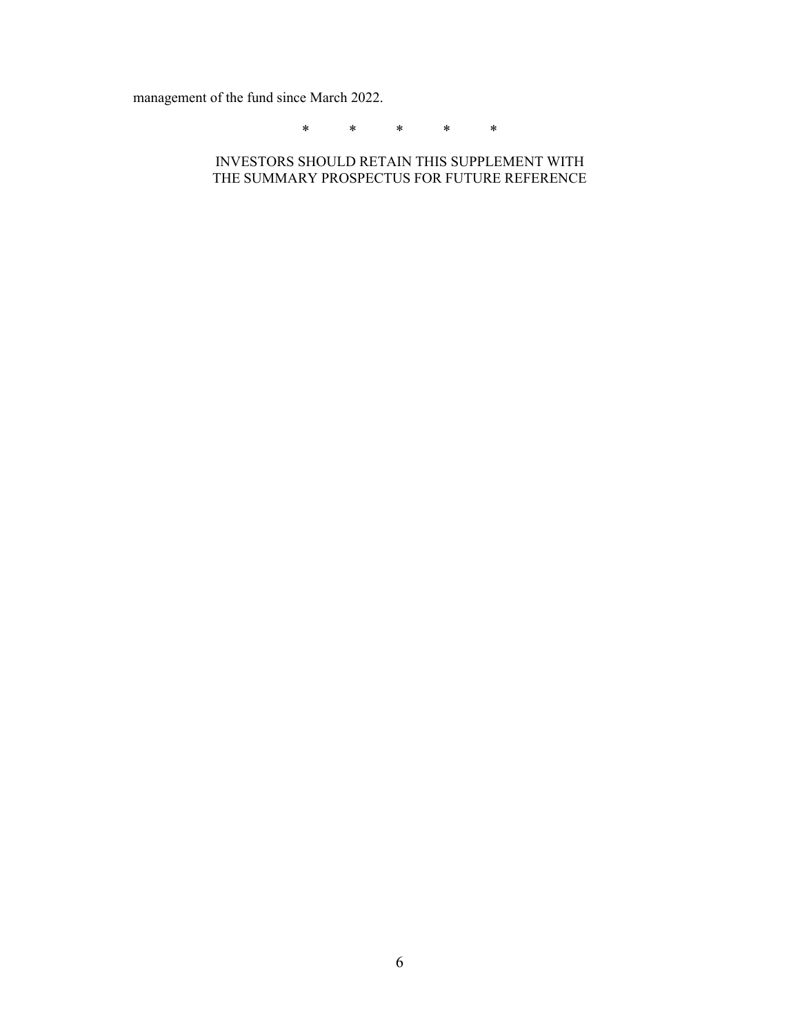management of the fund since March 2022.

\*     \*     \*     \*     \*

INVESTORS SHOULD RETAIN THIS SUPPLEMENT WITH THE SUMMARY PROSPECTUS FOR FUTURE REFERENCE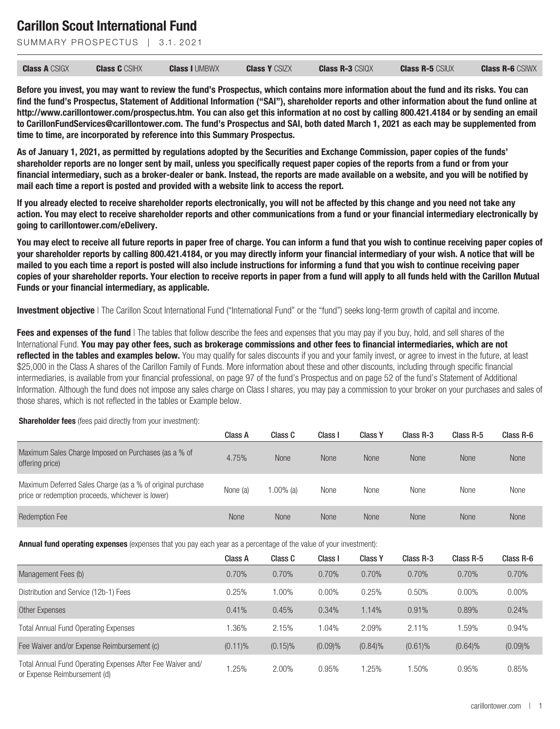# Carillon Scout International Fund

SUMMARY PROSPECTUS | 3.1.2021

| **Class A** CSIGX | **Class C** CSIHX | **Class I** UMBWX | **Class Y** CSIZX | **Class R-3** CSIQX | **Class R-5** CSIUX | **Class R-6** CSIWX |
|---|---|---|---|---|---|---|

**Before you invest, you may want to review the fund's Prospectus, which contains more information about the fund and its risks. You can find the fund's Prospectus, Statement of Additional Information ("SAI"), shareholder reports and other information about the fund online at http://www.carillontower.com/prospectus.htm. You can also get this information at no cost by calling 800.421.4184 or by sending an email to CarillonFundServices@carillontower.com. The fund's Prospectus and SAI, both dated March 1, 2021 as each may be supplemented from time to time, are incorporated by reference into this Summary Prospectus.**

**As of January 1, 2021, as permitted by regulations adopted by the Securities and Exchange Commission, paper copies of the funds' shareholder reports are no longer sent by mail, unless you specifically request paper copies of the reports from a fund or from your financial intermediary, such as a broker-dealer or bank. Instead, the reports are made available on a website, and you will be notified by mail each time a report is posted and provided with a website link to access the report.**

**If you already elected to receive shareholder reports electronically, you will not be affected by this change and you need not take any action. You may elect to receive shareholder reports and other communications from a fund or your financial intermediary electronically by going to carillontower.com/eDelivery.**

**You may elect to receive all future reports in paper free of charge. You can inform a fund that you wish to continue receiving paper copies of your shareholder reports by calling 800.421.4184, or you may directly inform your financial intermediary of your wish. A notice that will be mailed to you each time a report is posted will also include instructions for informing a fund that you wish to continue receiving paper copies of your shareholder reports. Your election to receive reports in paper from a fund will apply to all funds held with the Carillon Mutual Funds or your financial intermediary, as applicable.**

**Investment objective** | The Carillon Scout International Fund ("International Fund" or the "fund") seeks long-term growth of capital and income.

**Fees and expenses of the fund** | The tables that follow describe the fees and expenses that you may pay if you buy, hold, and sell shares of the International Fund. **You may pay other fees, such as brokerage commissions and other fees to financial intermediaries, which are not reflected in the tables and examples below.** You may qualify for sales discounts if you and your family invest, or agree to invest in the future, at least $25,000 in the Class A shares of the Carillon Family of Funds. More information about these and other discounts, including through specific financial intermediaries, is available from your financial professional, on page 97 of the fund's Prospectus and on page 52 of the fund's Statement of Additional Information. Although the fund does not impose any sales charge on Class I shares, you may pay a commission to your broker on your purchases and sales of those shares, which is not reflected in the tables or Example below.

**Shareholder fees** (fees paid directly from your investment):

| | Class A | Class C | Class I | Class Y | Class R-3 | Class R-5 | Class R-6 |
|---|---|---|---|---|---|---|---|
| Maximum Sales Charge Imposed on Purchases (as a % of offering price) | 4.75% | None | None | None | None | None | None |
| Maximum Deferred Sales Charge (as a % of original purchase price or redemption proceeds, whichever is lower) | None (a) | 1.00% (a) | None | None | None | None | None |
| Redemption Fee | None | None | None | None | None | None | None |

**Annual fund operating expenses** (expenses that you pay each year as a percentage of the value of your investment):

| | Class A | Class C | Class I | Class Y | Class R-3 | Class R-5 | Class R-6 |
|---|---|---|---|---|---|---|---|
| Management Fees (b) | 0.70% | 0.70% | 0.70% | 0.70% | 0.70% | 0.70% | 0.70% |
| Distribution and Service (12b-1) Fees | 0.25% | 1.00% | 0.00% | 0.25% | 0.50% | 0.00% | 0.00% |
| Other Expenses | 0.41% | 0.45% | 0.34% | 1.14% | 0.91% | 0.89% | 0.24% |
| Total Annual Fund Operating Expenses | 1.36% | 2.15% | 1.04% | 2.09% | 2.11% | 1.59% | 0.94% |
| Fee Waiver and/or Expense Reimbursement (c) | (0.11)% | (0.15)% | (0.09)% | (0.84)% | (0.61)% | (0.64)% | (0.09)% |
| Total Annual Fund Operating Expenses After Fee Waiver and/or Expense Reimbursement (d) | 1.25% | 2.00% | 0.95% | 1.25% | 1.50% | 0.95% | 0.85% |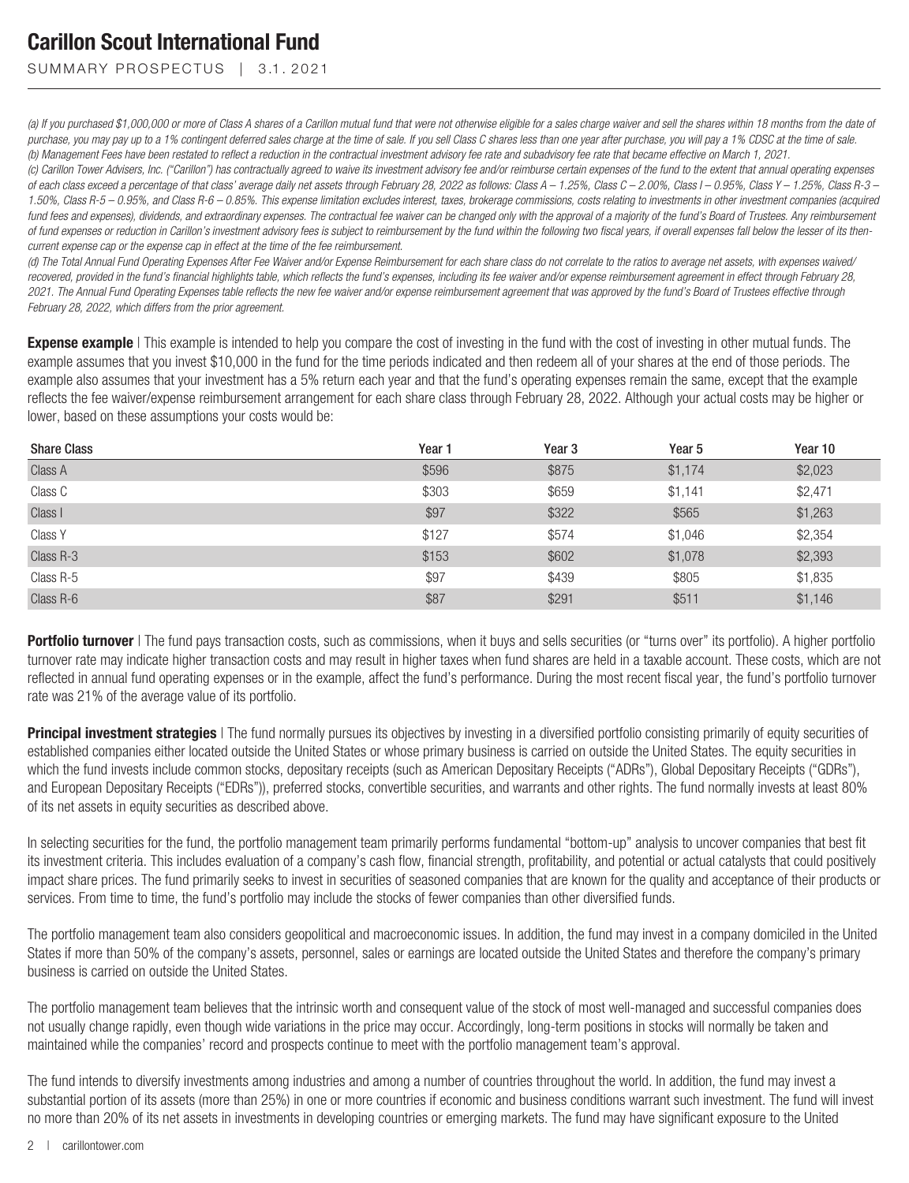*(a) If you purchased $1,000,000 or more of Class A shares of a Carillon mutual fund that were not otherwise eligible for a sales charge waiver and sell the shares within 18 months from the date of purchase, you may pay up to a 1% contingent deferred sales charge at the time of sale. If you sell Class C shares less than one year after purchase, you will pay a 1% CDSC at the time of sale.*
*(b) Management Fees have been restated to reflect a reduction in the contractual investment advisory fee rate and subadvisory fee rate that became effective on March 1, 2021.*
*(c) Carillon Tower Advisers, Inc. ("Carillon") has contractually agreed to waive its investment advisory fee and/or reimburse certain expenses of the fund to the extent that annual operating expenses of each class exceed a percentage of that class' average daily net assets through February 28, 2022 as follows: Class A – 1.25%, Class C – 2.00%, Class I – 0.95%, Class Y – 1.25%, Class R-3 – 1.50%, Class R-5 – 0.95%, and Class R-6 – 0.85%. This expense limitation excludes interest, taxes, brokerage commissions, costs relating to investments in other investment companies (acquired fund fees and expenses), dividends, and extraordinary expenses. The contractual fee waiver can be changed only with the approval of a majority of the fund's Board of Trustees. Any reimbursement of fund expenses or reduction in Carillon's investment advisory fees is subject to reimbursement by the fund within the following two fiscal years, if overall expenses fall below the lesser of its then-current expense cap or the expense cap in effect at the time of the fee reimbursement.*
*(d) The Total Annual Fund Operating Expenses After Fee Waiver and/or Expense Reimbursement for each share class do not correlate to the ratios to average net assets, with expenses waived/recovered, provided in the fund's financial highlights table, which reflects the fund's expenses, including its fee waiver and/or expense reimbursement agreement in effect through February 28, 2021. The Annual Fund Operating Expenses table reflects the new fee waiver and/or expense reimbursement agreement that was approved by the fund's Board of Trustees effective through February 28, 2022, which differs from the prior agreement.*

**Expense example** | This example is intended to help you compare the cost of investing in the fund with the cost of investing in other mutual funds. The example assumes that you invest $10,000 in the fund for the time periods indicated and then redeem all of your shares at the end of those periods. The example also assumes that your investment has a 5% return each year and that the fund's operating expenses remain the same, except that the example reflects the fee waiver/expense reimbursement arrangement for each share class through February 28, 2022. Although your actual costs may be higher or lower, based on these assumptions your costs would be:

| Share Class | Year 1 | Year 3 | Year 5 | Year 10 |
|---|---|---|---|---|
| Class A | $596 | $875 | $1,174 | $2,023 |
| Class C | $303 | $659 | $1,141 | $2,471 |
| Class I | $97 | $322 | $565 | $1,263 |
| Class Y | $127 | $574 | $1,046 | $2,354 |
| Class R-3 | $153 | $602 | $1,078 | $2,393 |
| Class R-5 | $97 | $439 | $805 | $1,835 |
| Class R-6 | $87 | $291 | $511 | $1,146 |

**Portfolio turnover** | The fund pays transaction costs, such as commissions, when it buys and sells securities (or "turns over" its portfolio). A higher portfolio turnover rate may indicate higher transaction costs and may result in higher taxes when fund shares are held in a taxable account. These costs, which are not reflected in annual fund operating expenses or in the example, affect the fund's performance. During the most recent fiscal year, the fund's portfolio turnover rate was 21% of the average value of its portfolio.

**Principal investment strategies** | The fund normally pursues its objectives by investing in a diversified portfolio consisting primarily of equity securities of established companies either located outside the United States or whose primary business is carried on outside the United States. The equity securities in which the fund invests include common stocks, depositary receipts (such as American Depositary Receipts ("ADRs"), Global Depositary Receipts ("GDRs"), and European Depositary Receipts ("EDRs")), preferred stocks, convertible securities, and warrants and other rights. The fund normally invests at least 80% of its net assets in equity securities as described above.

In selecting securities for the fund, the portfolio management team primarily performs fundamental "bottom-up" analysis to uncover companies that best fit its investment criteria. This includes evaluation of a company's cash flow, financial strength, profitability, and potential or actual catalysts that could positively impact share prices. The fund primarily seeks to invest in securities of seasoned companies that are known for the quality and acceptance of their products or services. From time to time, the fund's portfolio may include the stocks of fewer companies than other diversified funds.

The portfolio management team also considers geopolitical and macroeconomic issues. In addition, the fund may invest in a company domiciled in the United States if more than 50% of the company's assets, personnel, sales or earnings are located outside the United States and therefore the company's primary business is carried on outside the United States.

The portfolio management team believes that the intrinsic worth and consequent value of the stock of most well-managed and successful companies does not usually change rapidly, even though wide variations in the price may occur. Accordingly, long-term positions in stocks will normally be taken and maintained while the companies' record and prospects continue to meet with the portfolio management team's approval.

The fund intends to diversify investments among industries and among a number of countries throughout the world. In addition, the fund may invest a substantial portion of its assets (more than 25%) in one or more countries if economic and business conditions warrant such investment. The fund will invest no more than 20% of its net assets in investments in developing countries or emerging markets. The fund may have significant exposure to the United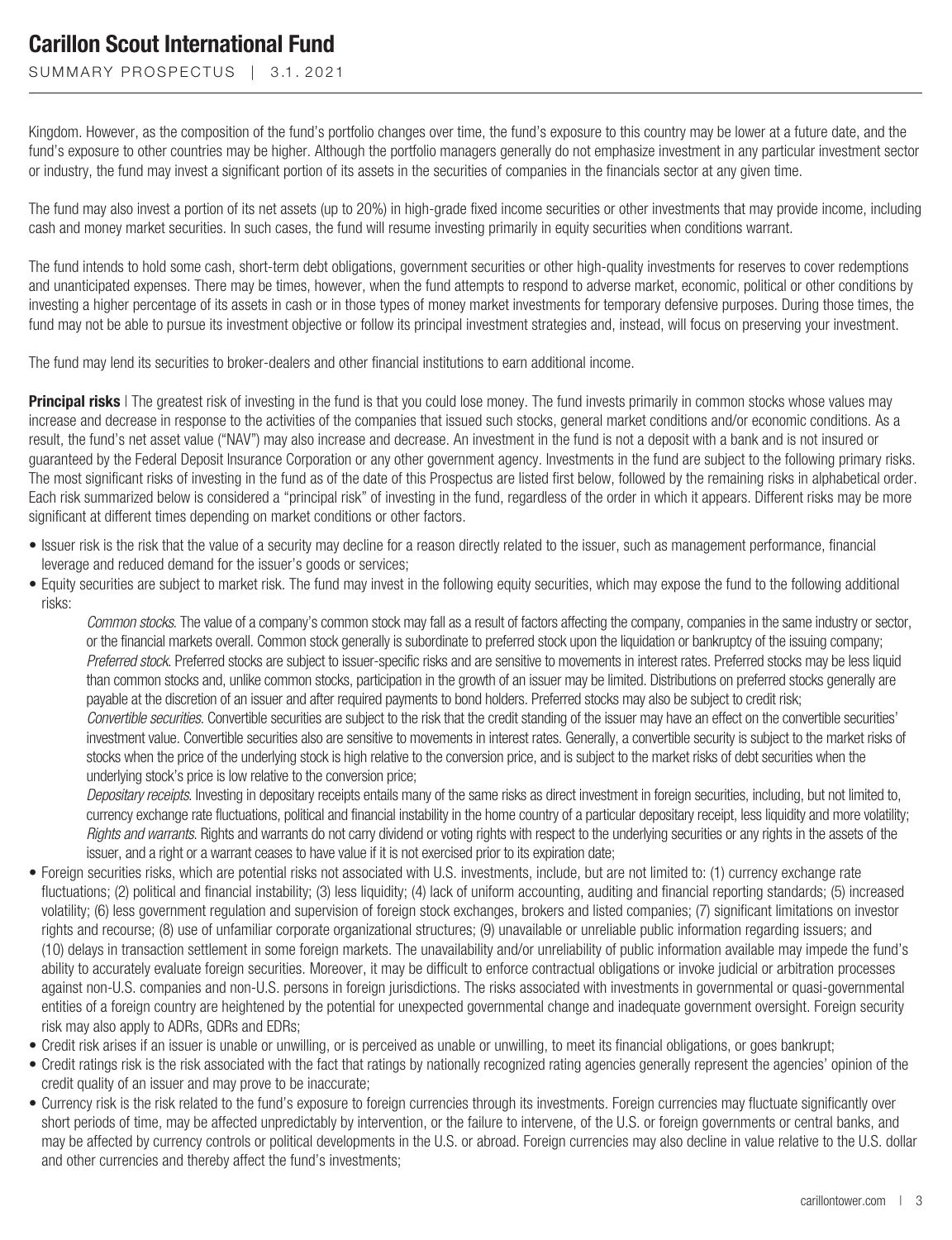Kingdom. However, as the composition of the fund's portfolio changes over time, the fund's exposure to this country may be lower at a future date, and the fund's exposure to other countries may be higher. Although the portfolio managers generally do not emphasize investment in any particular investment sector or industry, the fund may invest a significant portion of its assets in the securities of companies in the financials sector at any given time.

The fund may also invest a portion of its net assets (up to 20%) in high-grade fixed income securities or other investments that may provide income, including cash and money market securities. In such cases, the fund will resume investing primarily in equity securities when conditions warrant.

The fund intends to hold some cash, short-term debt obligations, government securities or other high-quality investments for reserves to cover redemptions and unanticipated expenses. There may be times, however, when the fund attempts to respond to adverse market, economic, political or other conditions by investing a higher percentage of its assets in cash or in those types of money market investments for temporary defensive purposes. During those times, the fund may not be able to pursue its investment objective or follow its principal investment strategies and, instead, will focus on preserving your investment.

The fund may lend its securities to broker-dealers and other financial institutions to earn additional income.

**Principal risks** | The greatest risk of investing in the fund is that you could lose money. The fund invests primarily in common stocks whose values may increase and decrease in response to the activities of the companies that issued such stocks, general market conditions and/or economic conditions. As a result, the fund's net asset value ("NAV") may also increase and decrease. An investment in the fund is not a deposit with a bank and is not insured or guaranteed by the Federal Deposit Insurance Corporation or any other government agency. Investments in the fund are subject to the following primary risks. The most significant risks of investing in the fund as of the date of this Prospectus are listed first below, followed by the remaining risks in alphabetical order. Each risk summarized below is considered a "principal risk" of investing in the fund, regardless of the order in which it appears. Different risks may be more significant at different times depending on market conditions or other factors.

- Issuer risk is the risk that the value of a security may decline for a reason directly related to the issuer, such as management performance, financial leverage and reduced demand for the issuer's goods or services;
- Equity securities are subject to market risk. The fund may invest in the following equity securities, which may expose the fund to the following additional risks:

  *Common stocks*. The value of a company's common stock may fall as a result of factors affecting the company, companies in the same industry or sector, or the financial markets overall. Common stock generally is subordinate to preferred stock upon the liquidation or bankruptcy of the issuing company;

  *Preferred stock*. Preferred stocks are subject to issuer-specific risks and are sensitive to movements in interest rates. Preferred stocks may be less liquid than common stocks and, unlike common stocks, participation in the growth of an issuer may be limited. Distributions on preferred stocks generally are payable at the discretion of an issuer and after required payments to bond holders. Preferred stocks may also be subject to credit risk;

  *Convertible securities*. Convertible securities are subject to the risk that the credit standing of the issuer may have an effect on the convertible securities' investment value. Convertible securities also are sensitive to movements in interest rates. Generally, a convertible security is subject to the market risks of stocks when the price of the underlying stock is high relative to the conversion price, and is subject to the market risks of debt securities when the underlying stock's price is low relative to the conversion price;

  *Depositary receipts*. Investing in depositary receipts entails many of the same risks as direct investment in foreign securities, including, but not limited to, currency exchange rate fluctuations, political and financial instability in the home country of a particular depositary receipt, less liquidity and more volatility;

  *Rights and warrants*. Rights and warrants do not carry dividend or voting rights with respect to the underlying securities or any rights in the assets of the issuer, and a right or a warrant ceases to have value if it is not exercised prior to its expiration date;
- Foreign securities risks, which are potential risks not associated with U.S. investments, include, but are not limited to: (1) currency exchange rate fluctuations; (2) political and financial instability; (3) less liquidity; (4) lack of uniform accounting, auditing and financial reporting standards; (5) increased volatility; (6) less government regulation and supervision of foreign stock exchanges, brokers and listed companies; (7) significant limitations on investor rights and recourse; (8) use of unfamiliar corporate organizational structures; (9) unavailable or unreliable public information regarding issuers; and (10) delays in transaction settlement in some foreign markets. The unavailability and/or unreliability of public information available may impede the fund's ability to accurately evaluate foreign securities. Moreover, it may be difficult to enforce contractual obligations or invoke judicial or arbitration processes against non-U.S. companies and non-U.S. persons in foreign jurisdictions. The risks associated with investments in governmental or quasi-governmental entities of a foreign country are heightened by the potential for unexpected governmental change and inadequate government oversight. Foreign security risk may also apply to ADRs, GDRs and EDRs;
- Credit risk arises if an issuer is unable or unwilling, or is perceived as unable or unwilling, to meet its financial obligations, or goes bankrupt;
- Credit ratings risk is the risk associated with the fact that ratings by nationally recognized rating agencies generally represent the agencies' opinion of the credit quality of an issuer and may prove to be inaccurate;
- Currency risk is the risk related to the fund's exposure to foreign currencies through its investments. Foreign currencies may fluctuate significantly over short periods of time, may be affected unpredictably by intervention, or the failure to intervene, of the U.S. or foreign governments or central banks, and may be affected by currency controls or political developments in the U.S. or abroad. Foreign currencies may also decline in value relative to the U.S. dollar and other currencies and thereby affect the fund's investments;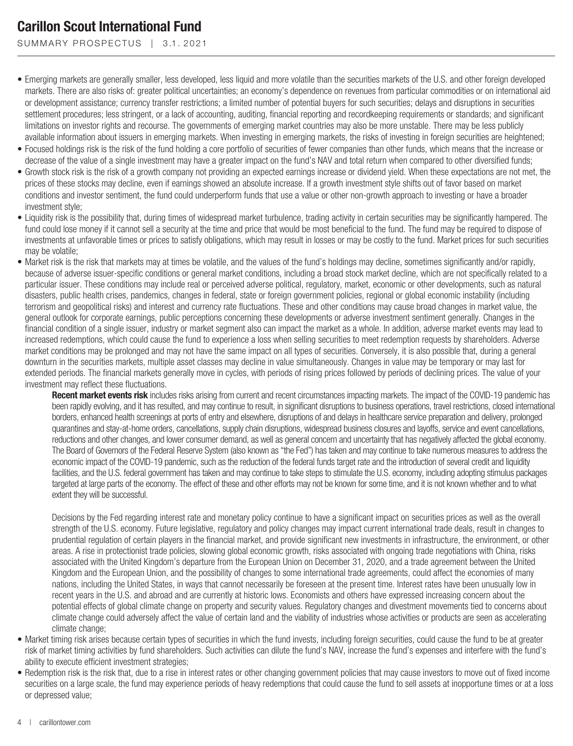- Emerging markets are generally smaller, less developed, less liquid and more volatile than the securities markets of the U.S. and other foreign developed markets. There are also risks of: greater political uncertainties; an economy's dependence on revenues from particular commodities or on international aid or development assistance; currency transfer restrictions; a limited number of potential buyers for such securities; delays and disruptions in securities settlement procedures; less stringent, or a lack of accounting, auditing, financial reporting and recordkeeping requirements or standards; and significant limitations on investor rights and recourse. The governments of emerging market countries may also be more unstable. There may be less publicly available information about issuers in emerging markets. When investing in emerging markets, the risks of investing in foreign securities are heightened;
- Focused holdings risk is the risk of the fund holding a core portfolio of securities of fewer companies than other funds, which means that the increase or decrease of the value of a single investment may have a greater impact on the fund's NAV and total return when compared to other diversified funds;
- Growth stock risk is the risk of a growth company not providing an expected earnings increase or dividend yield. When these expectations are not met, the prices of these stocks may decline, even if earnings showed an absolute increase. If a growth investment style shifts out of favor based on market conditions and investor sentiment, the fund could underperform funds that use a value or other non-growth approach to investing or have a broader investment style;
- Liquidity risk is the possibility that, during times of widespread market turbulence, trading activity in certain securities may be significantly hampered. The fund could lose money if it cannot sell a security at the time and price that would be most beneficial to the fund. The fund may be required to dispose of investments at unfavorable times or prices to satisfy obligations, which may result in losses or may be costly to the fund. Market prices for such securities may be volatile;
- Market risk is the risk that markets may at times be volatile, and the values of the fund's holdings may decline, sometimes significantly and/or rapidly, because of adverse issuer-specific conditions or general market conditions, including a broad stock market decline, which are not specifically related to a particular issuer. These conditions may include real or perceived adverse political, regulatory, market, economic or other developments, such as natural disasters, public health crises, pandemics, changes in federal, state or foreign government policies, regional or global economic instability (including terrorism and geopolitical risks) and interest and currency rate fluctuations. These and other conditions may cause broad changes in market value, the general outlook for corporate earnings, public perceptions concerning these developments or adverse investment sentiment generally. Changes in the financial condition of a single issuer, industry or market segment also can impact the market as a whole. In addition, adverse market events may lead to increased redemptions, which could cause the fund to experience a loss when selling securities to meet redemption requests by shareholders. Adverse market conditions may be prolonged and may not have the same impact on all types of securities. Conversely, it is also possible that, during a general downturn in the securities markets, multiple asset classes may decline in value simultaneously. Changes in value may be temporary or may last for extended periods. The financial markets generally move in cycles, with periods of rising prices followed by periods of declining prices. The value of your investment may reflect these fluctuations.

  **Recent market events risk** includes risks arising from current and recent circumstances impacting markets. The impact of the COVID-19 pandemic has been rapidly evolving, and it has resulted, and may continue to result, in significant disruptions to business operations, travel restrictions, closed international borders, enhanced health screenings at ports of entry and elsewhere, disruptions of and delays in healthcare service preparation and delivery, prolonged quarantines and stay-at-home orders, cancellations, supply chain disruptions, widespread business closures and layoffs, service and event cancellations, reductions and other changes, and lower consumer demand, as well as general concern and uncertainty that has negatively affected the global economy. The Board of Governors of the Federal Reserve System (also known as "the Fed") has taken and may continue to take numerous measures to address the economic impact of the COVID-19 pandemic, such as the reduction of the federal funds target rate and the introduction of several credit and liquidity facilities, and the U.S. federal government has taken and may continue to take steps to stimulate the U.S. economy, including adopting stimulus packages targeted at large parts of the economy. The effect of these and other efforts may not be known for some time, and it is not known whether and to what extent they will be successful.

  Decisions by the Fed regarding interest rate and monetary policy continue to have a significant impact on securities prices as well as the overall strength of the U.S. economy. Future legislative, regulatory and policy changes may impact current international trade deals, result in changes to prudential regulation of certain players in the financial market, and provide significant new investments in infrastructure, the environment, or other areas. A rise in protectionist trade policies, slowing global economic growth, risks associated with ongoing trade negotiations with China, risks associated with the United Kingdom's departure from the European Union on December 31, 2020, and a trade agreement between the United Kingdom and the European Union, and the possibility of changes to some international trade agreements, could affect the economies of many nations, including the United States, in ways that cannot necessarily be foreseen at the present time. Interest rates have been unusually low in recent years in the U.S. and abroad and are currently at historic lows. Economists and others have expressed increasing concern about the potential effects of global climate change on property and security values. Regulatory changes and divestment movements tied to concerns about climate change could adversely affect the value of certain land and the viability of industries whose activities or products are seen as accelerating climate change;
- Market timing risk arises because certain types of securities in which the fund invests, including foreign securities, could cause the fund to be at greater risk of market timing activities by fund shareholders. Such activities can dilute the fund's NAV, increase the fund's expenses and interfere with the fund's ability to execute efficient investment strategies;
- Redemption risk is the risk that, due to a rise in interest rates or other changing government policies that may cause investors to move out of fixed income securities on a large scale, the fund may experience periods of heavy redemptions that could cause the fund to sell assets at inopportune times or at a loss or depressed value;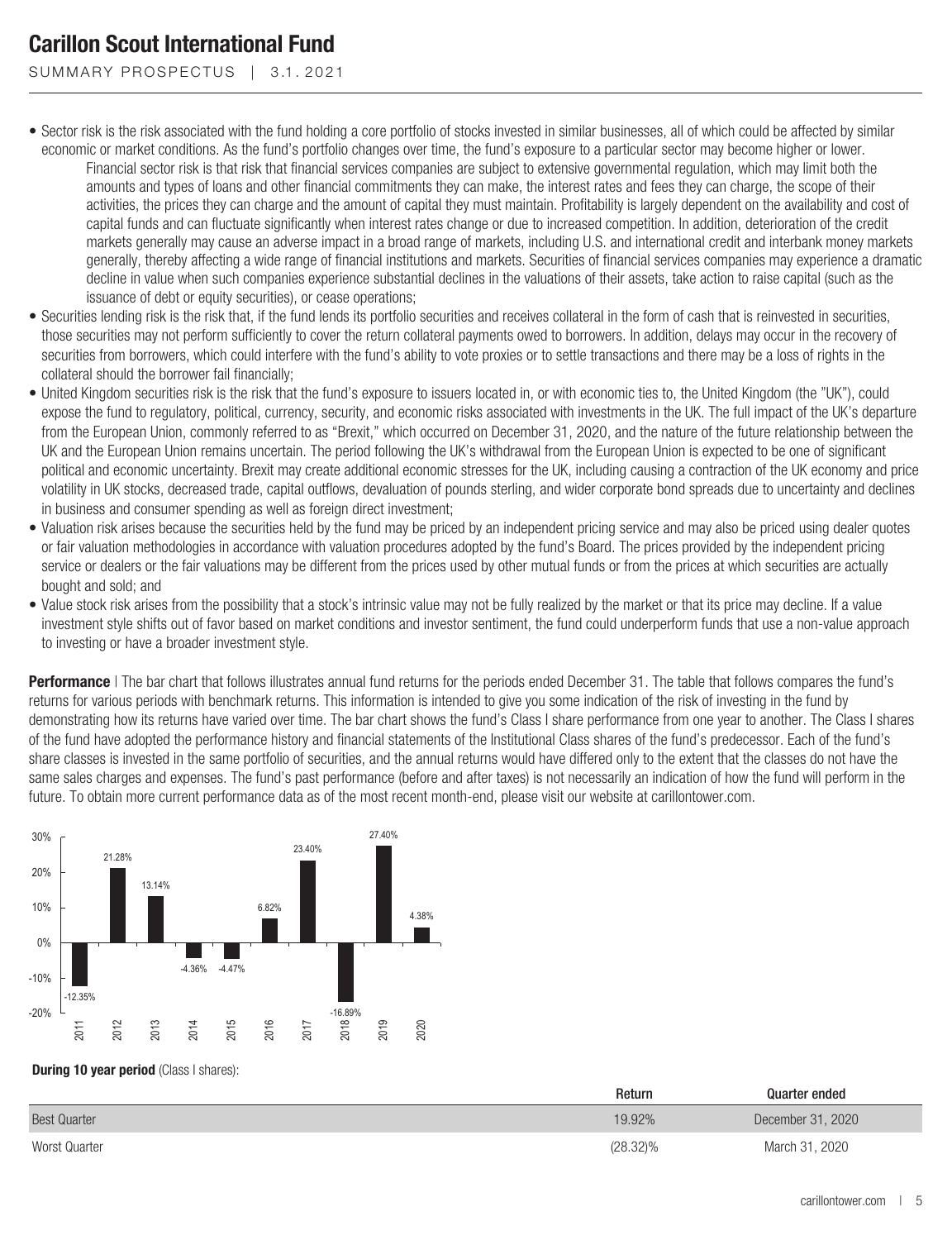- Sector risk is the risk associated with the fund holding a core portfolio of stocks invested in similar businesses, all of which could be affected by similar economic or market conditions. As the fund's portfolio changes over time, the fund's exposure to a particular sector may become higher or lower.

  Financial sector risk is that risk that financial services companies are subject to extensive governmental regulation, which may limit both the amounts and types of loans and other financial commitments they can make, the interest rates and fees they can charge, the scope of their activities, the prices they can charge and the amount of capital they must maintain. Profitability is largely dependent on the availability and cost of capital funds and can fluctuate significantly when interest rates change or due to increased competition. In addition, deterioration of the credit markets generally may cause an adverse impact in a broad range of markets, including U.S. and international credit and interbank money markets generally, thereby affecting a wide range of financial institutions and markets. Securities of financial services companies may experience a dramatic decline in value when such companies experience substantial declines in the valuations of their assets, take action to raise capital (such as the issuance of debt or equity securities), or cease operations;
- Securities lending risk is the risk that, if the fund lends its portfolio securities and receives collateral in the form of cash that is reinvested in securities, those securities may not perform sufficiently to cover the return collateral payments owed to borrowers. In addition, delays may occur in the recovery of securities from borrowers, which could interfere with the fund's ability to vote proxies or to settle transactions and there may be a loss of rights in the collateral should the borrower fail financially;
- United Kingdom securities risk is the risk that the fund's exposure to issuers located in, or with economic ties to, the United Kingdom (the "UK"), could expose the fund to regulatory, political, currency, security, and economic risks associated with investments in the UK. The full impact of the UK's departure from the European Union, commonly referred to as "Brexit," which occurred on December 31, 2020, and the nature of the future relationship between the UK and the European Union remains uncertain. The period following the UK's withdrawal from the European Union is expected to be one of significant political and economic uncertainty. Brexit may create additional economic stresses for the UK, including causing a contraction of the UK economy and price volatility in UK stocks, decreased trade, capital outflows, devaluation of pounds sterling, and wider corporate bond spreads due to uncertainty and declines in business and consumer spending as well as foreign direct investment;
- Valuation risk arises because the securities held by the fund may be priced by an independent pricing service and may also be priced using dealer quotes or fair valuation methodologies in accordance with valuation procedures adopted by the fund's Board. The prices provided by the independent pricing service or dealers or the fair valuations may be different from the prices used by other mutual funds or from the prices at which securities are actually bought and sold; and
- Value stock risk arises from the possibility that a stock's intrinsic value may not be fully realized by the market or that its price may decline. If a value investment style shifts out of favor based on market conditions and investor sentiment, the fund could underperform funds that use a non-value approach to investing or have a broader investment style.

**Performance** | The bar chart that follows illustrates annual fund returns for the periods ended December 31. The table that follows compares the fund's returns for various periods with benchmark returns. This information is intended to give you some indication of the risk of investing in the fund by demonstrating how its returns have varied over time. The bar chart shows the fund's Class I share performance from one year to another. The Class I shares of the fund have adopted the performance history and financial statements of the Institutional Class shares of the fund's predecessor. Each of the fund's share classes is invested in the same portfolio of securities, and the annual returns would have differed only to the extent that the classes do not have the same sales charges and expenses. The fund's past performance (before and after taxes) is not necessarily an indication of how the fund will perform in the future. To obtain more current performance data as of the most recent month-end, please visit our website at carillontower.com.

| Year | Return |
|---|---|
| 2011 | -12.35% |
| 2012 | 21.28% |
| 2013 | 13.14% |
| 2014 | -4.36% |
| 2015 | -4.47% |
| 2016 | 6.82% |
| 2017 | 23.40% |
| 2018 | -16.89% |
| 2019 | 27.40% |
| 2020 | 4.38% |

**During 10 year period** (Class I shares):

| | Return | Quarter ended |
|---|---|---|
| Best Quarter | 19.92% | December 31, 2020 |
| Worst Quarter | (28.32)% | March 31, 2020 |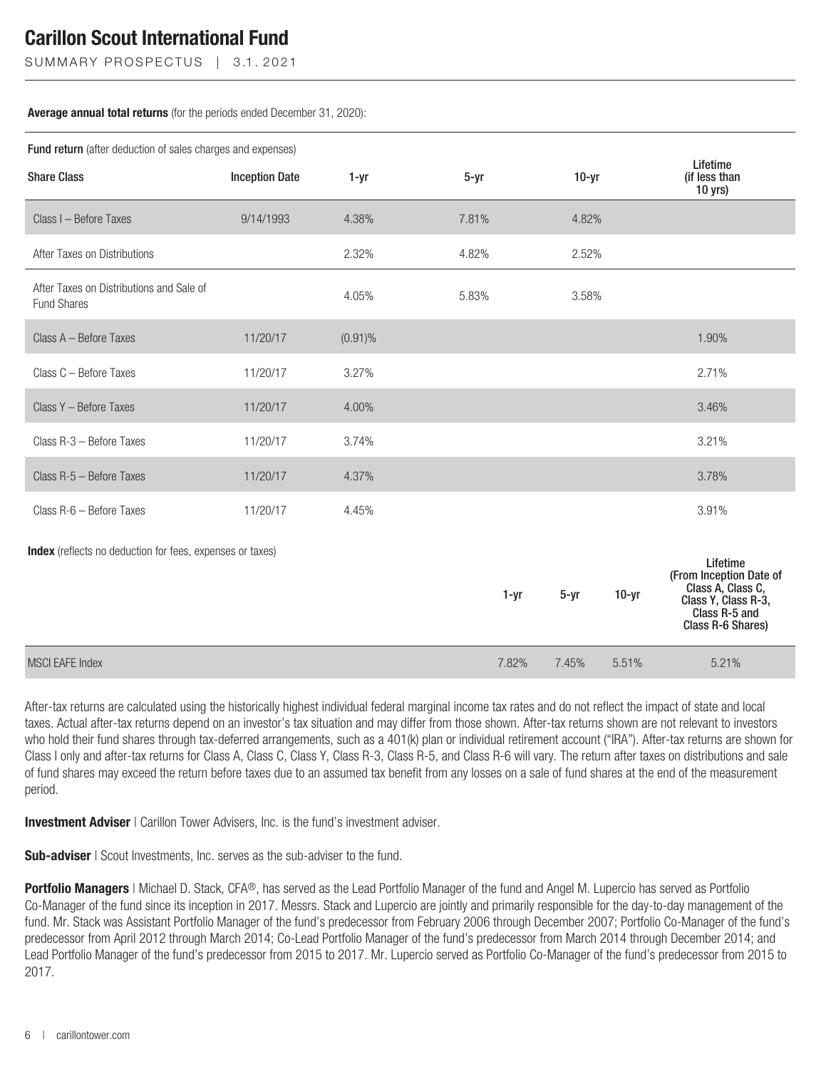**Average annual total returns** (for the periods ended December 31, 2020):

| **Fund return** (after deduction of sales charges and expenses) | | | | | |
|---|---|---|---|---|---|
| **Share Class** | **Inception Date** | **1-yr** | **5-yr** | **10-yr** | **Lifetime (if less than 10 yrs)** |
| Class I – Before Taxes | 9/14/1993 | 4.38% | 7.81% | 4.82% | |
| After Taxes on Distributions | | 2.32% | 4.82% | 2.52% | |
| After Taxes on Distributions and Sale of Fund Shares | | 4.05% | 5.83% | 3.58% | |
| Class A – Before Taxes | 11/20/17 | (0.91)% | | | 1.90% |
| Class C – Before Taxes | 11/20/17 | 3.27% | | | 2.71% |
| Class Y – Before Taxes | 11/20/17 | 4.00% | | | 3.46% |
| Class R-3 – Before Taxes | 11/20/17 | 3.74% | | | 3.21% |
| Class R-5 – Before Taxes | 11/20/17 | 4.37% | | | 3.78% |
| Class R-6 – Before Taxes | 11/20/17 | 4.45% | | | 3.91% |

| **Index** (reflects no deduction for fees, expenses or taxes) | **1-yr** | **5-yr** | **10-yr** | **Lifetime (From Inception Date of Class A, Class C, Class Y, Class R-3, Class R-5 and Class R-6 Shares)** |
|---|---|---|---|---|
| MSCI EAFE Index | 7.82% | 7.45% | 5.51% | 5.21% |

After-tax returns are calculated using the historically highest individual federal marginal income tax rates and do not reflect the impact of state and local taxes. Actual after-tax returns depend on an investor's tax situation and may differ from those shown. After-tax returns shown are not relevant to investors who hold their fund shares through tax-deferred arrangements, such as a 401(k) plan or individual retirement account ("IRA"). After-tax returns are shown for Class I only and after-tax returns for Class A, Class C, Class Y, Class R-3, Class R-5, and Class R-6 will vary. The return after taxes on distributions and sale of fund shares may exceed the return before taxes due to an assumed tax benefit from any losses on a sale of fund shares at the end of the measurement period.

**Investment Adviser** | Carillon Tower Advisers, Inc. is the fund's investment adviser.

**Sub-adviser** | Scout Investments, Inc. serves as the sub-adviser to the fund.

**Portfolio Managers** | Michael D. Stack, CFA®, has served as the Lead Portfolio Manager of the fund and Angel M. Lupercio has served as Portfolio Co-Manager of the fund since its inception in 2017. Messrs. Stack and Lupercio are jointly and primarily responsible for the day-to-day management of the fund. Mr. Stack was Assistant Portfolio Manager of the fund's predecessor from February 2006 through December 2007; Portfolio Co-Manager of the fund's predecessor from April 2012 through March 2014; Co-Lead Portfolio Manager of the fund's predecessor from March 2014 through December 2014; and Lead Portfolio Manager of the fund's predecessor from 2015 to 2017. Mr. Lupercio served as Portfolio Co-Manager of the fund's predecessor from 2015 to 2017.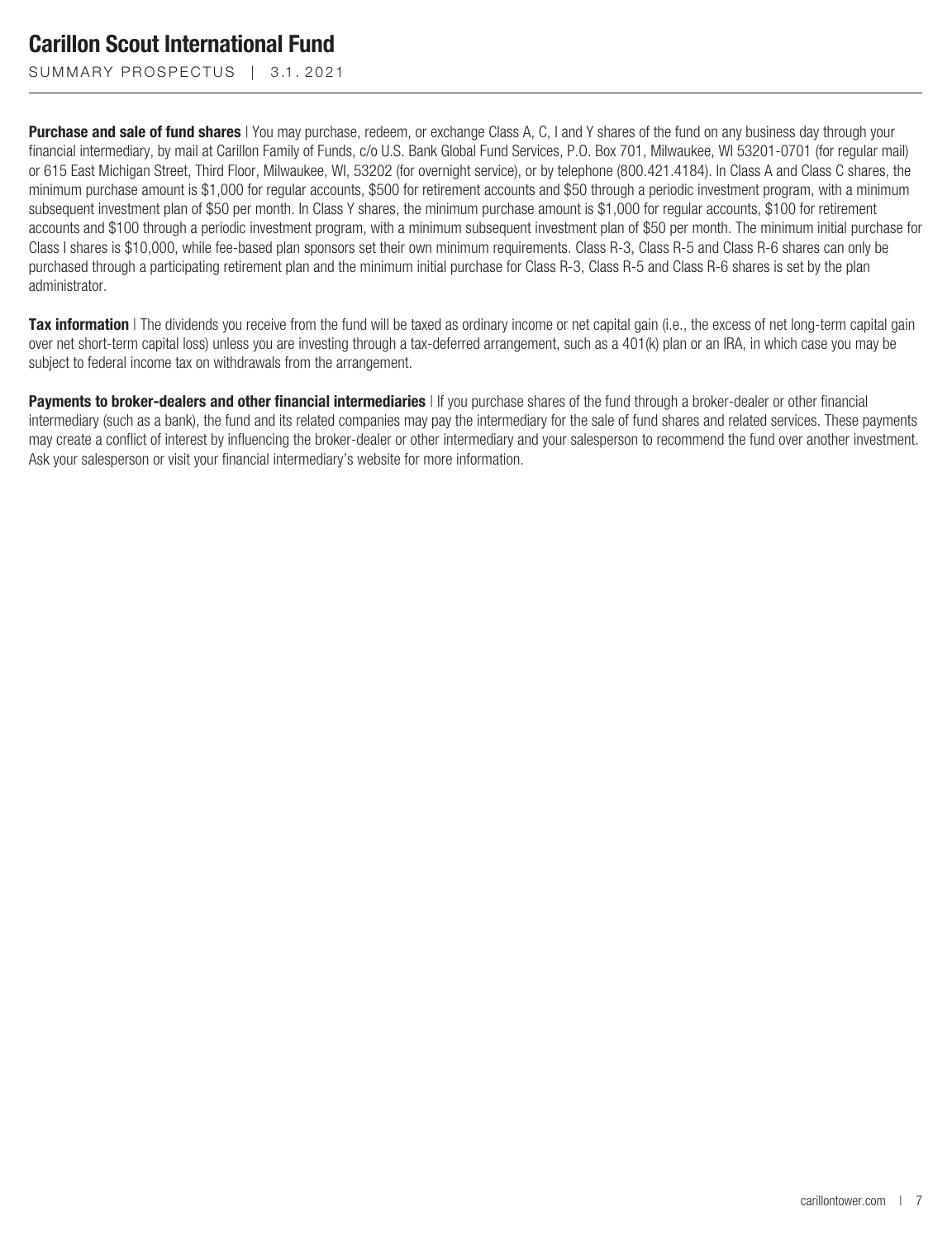**Purchase and sale of fund shares** | You may purchase, redeem, or exchange Class A, C, I and Y shares of the fund on any business day through your financial intermediary, by mail at Carillon Family of Funds, c/o U.S. Bank Global Fund Services, P.O. Box 701, Milwaukee, WI 53201-0701 (for regular mail) or 615 East Michigan Street, Third Floor, Milwaukee, WI, 53202 (for overnight service), or by telephone (800.421.4184). In Class A and Class C shares, the minimum purchase amount is $1,000 for regular accounts, $500 for retirement accounts and $50 through a periodic investment program, with a minimum subsequent investment plan of $50 per month. In Class Y shares, the minimum purchase amount is $1,000 for regular accounts, $100 for retirement accounts and $100 through a periodic investment program, with a minimum subsequent investment plan of $50 per month. The minimum initial purchase for Class I shares is $10,000, while fee-based plan sponsors set their own minimum requirements. Class R-3, Class R-5 and Class R-6 shares can only be purchased through a participating retirement plan and the minimum initial purchase for Class R-3, Class R-5 and Class R-6 shares is set by the plan administrator.

**Tax information** | The dividends you receive from the fund will be taxed as ordinary income or net capital gain (i.e., the excess of net long-term capital gain over net short-term capital loss) unless you are investing through a tax-deferred arrangement, such as a 401(k) plan or an IRA, in which case you may be subject to federal income tax on withdrawals from the arrangement.

**Payments to broker-dealers and other financial intermediaries** | If you purchase shares of the fund through a broker-dealer or other financial intermediary (such as a bank), the fund and its related companies may pay the intermediary for the sale of fund shares and related services. These payments may create a conflict of interest by influencing the broker-dealer or other intermediary and your salesperson to recommend the fund over another investment. Ask your salesperson or visit your financial intermediary's website for more information.